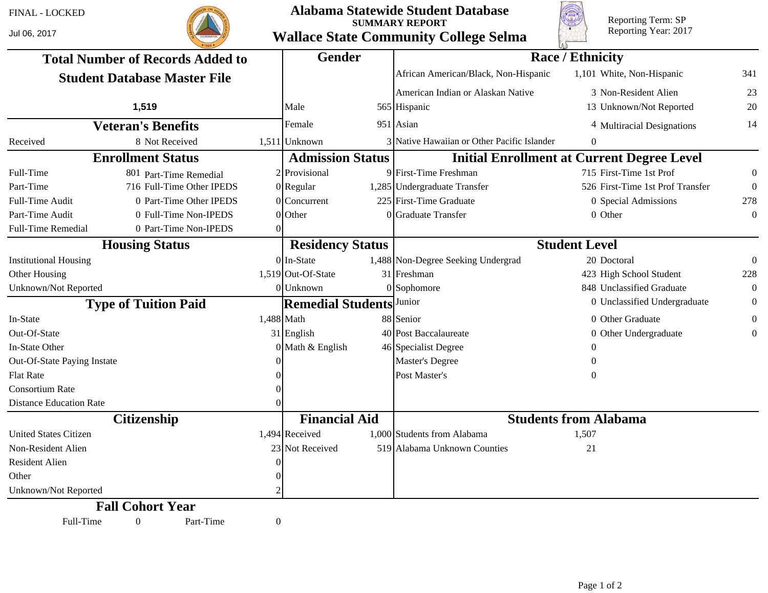FINAL - LOCKED

Jul 06, 2017

# Alabama Statewide Student Database

## SUMMARY REPORT

## Wallace State Community College Selma

Reporting Term: SP
Reporting Year: 2017

### Total Number of Records Added to Student Database Master File

**1,519**

### Gender

| | |
|---|---|
| Male | 565 |
| Female | 951 |
| Unknown | 3 |

### Race / Ethnicity

| | | | |
|---|---|---|---|
| African American/Black, Non-Hispanic | 1,101 | White, Non-Hispanic | 341 |
| American Indian or Alaskan Native | 3 | Non-Resident Alien | 23 |
| Hispanic | 13 | Unknown/Not Reported | 20 |
| Asian | 4 | Multiracial Designations | 14 |
| Native Hawaiian or Other Pacific Islander | 0 | | |

### Veteran's Benefits

| | | | |
|---|---|---|---|
| Received | 8 | Not Received | 1,511 |

### Enrollment Status

| | | | |
|---|---|---|---|
| Full-Time | 801 | Part-Time Remedial | 2 |
| Part-Time | 716 | Full-Time Other IPEDS | 0 |
| Full-Time Audit | 0 | Part-Time Other IPEDS | 0 |
| Part-Time Audit | 0 | Full-Time Non-IPEDS | 0 |
| Full-Time Remedial | 0 | Part-Time Non-IPEDS | 0 |

### Admission Status

| | |
|---|---|
| Provisional | 9 |
| Regular | 1,285 |
| Concurrent | 225 |
| Other | 0 |

### Initial Enrollment at Current Degree Level

| | | | |
|---|---|---|---|
| First-Time Freshman | 715 | First-Time 1st Prof | 0 |
| Undergraduate Transfer | 526 | First-Time 1st Prof Transfer | 0 |
| First-Time Graduate | 0 | Special Admissions | 278 |
| Graduate Transfer | 0 | Other | 0 |

### Housing Status

| | |
|---|---|
| Institutional Housing | 0 |
| Other Housing | 1,519 |
| Unknown/Not Reported | 0 |

### Residency Status

| | |
|---|---|
| In-State | 1,488 |
| Out-Of-State | 31 |
| Unknown | 0 |

### Student Level

| | | | |
|---|---|---|---|
| Non-Degree Seeking Undergrad | 20 | Doctoral | 0 |
| Freshman | 423 | High School Student | 228 |
| Sophomore | 848 | Unclassified Graduate | 0 |
| Junior | 0 | Unclassified Undergraduate | 0 |
| Senior | 0 | Other Graduate | 0 |
| Post Baccalaureate | 0 | Other Undergraduate | 0 |
| Specialist Degree | 0 | | |
| Master's Degree | 0 | | |
| Post Master's | 0 | | |

### Type of Tuition Paid

| | |
|---|---|
| In-State | 1,488 |
| Out-Of-State | 31 |
| In-State Other | 0 |
| Out-Of-State Paying Instate | 0 |
| Flat Rate | 0 |
| Consortium Rate | 0 |
| Distance Education Rate | 0 |

### Remedial Students

| | |
|---|---|
| Math | 88 |
| English | 40 |
| Math & English | 46 |

### Citizenship

| | |
|---|---|
| United States Citizen | 1,494 |
| Non-Resident Alien | 23 |
| Resident Alien | 0 |
| Other | 0 |
| Unknown/Not Reported | 2 |

### Financial Aid

| | |
|---|---|
| Received | 1,000 |
| Not Received | 519 |

### Students from Alabama

| | |
|---|---|
| Students from Alabama | 1,507 |
| Alabama Unknown Counties | 21 |

### Fall Cohort Year

| | | | |
|---|---|---|---|
| Full-Time | 0 | Part-Time | 0 |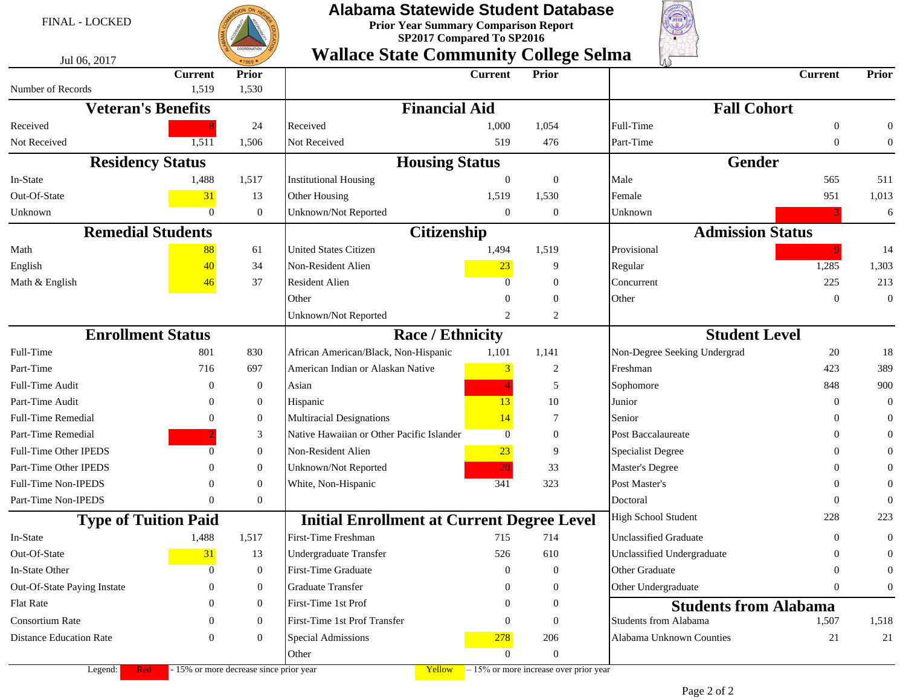FINAL - LOCKED

Jul 06, 2017

# Alabama Statewide Student Database

**Prior Year Summary Comparison Report**
**SP2017 Compared To SP2016**

## Wallace State Community College Selma

| | Current | Prior |
|---|---|---|
| Number of Records | 1,519 | 1,530 |

### Veteran's Benefits

| | Current | Prior |
|---|---|---|
| Received | 8 | 24 |
| Not Received | 1,511 | 1,506 |

### Residency Status

| | Current | Prior |
|---|---|---|
| In-State | 1,488 | 1,517 |
| Out-Of-State | 31 | 13 |
| Unknown | 0 | 0 |

### Remedial Students

| | Current | Prior |
|---|---|---|
| Math | 88 | 61 |
| English | 40 | 34 |
| Math & English | 46 | 37 |

### Enrollment Status

| | Current | Prior |
|---|---|---|
| Full-Time | 801 | 830 |
| Part-Time | 716 | 697 |
| Full-Time Audit | 0 | 0 |
| Part-Time Audit | 0 | 0 |
| Full-Time Remedial | 0 | 0 |
| Part-Time Remedial | 2 | 3 |
| Full-Time Other IPEDS | 0 | 0 |
| Part-Time Other IPEDS | 0 | 0 |
| Full-Time Non-IPEDS | 0 | 0 |
| Part-Time Non-IPEDS | 0 | 0 |

### Type of Tuition Paid

| | Current | Prior |
|---|---|---|
| In-State | 1,488 | 1,517 |
| Out-Of-State | 31 | 13 |
| In-State Other | 0 | 0 |
| Out-Of-State Paying Instate | 0 | 0 |
| Flat Rate | 0 | 0 |
| Consortium Rate | 0 | 0 |
| Distance Education Rate | 0 | 0 |

### Financial Aid

| | Current | Prior |
|---|---|---|
| Received | 1,000 | 1,054 |
| Not Received | 519 | 476 |

### Housing Status

| | Current | Prior |
|---|---|---|
| Institutional Housing | 0 | 0 |
| Other Housing | 1,519 | 1,530 |
| Unknown/Not Reported | 0 | 0 |

### Citizenship

| | Current | Prior |
|---|---|---|
| United States Citizen | 1,494 | 1,519 |
| Non-Resident Alien | 23 | 9 |
| Resident Alien | 0 | 0 |
| Other | 0 | 0 |
| Unknown/Not Reported | 2 | 2 |

### Race / Ethnicity

| | Current | Prior |
|---|---|---|
| African American/Black, Non-Hispanic | 1,101 | 1,141 |
| American Indian or Alaskan Native | 3 | 2 |
| Asian | 4 | 5 |
| Hispanic | 13 | 10 |
| Multiracial Designations | 14 | 7 |
| Native Hawaiian or Other Pacific Islander | 0 | 0 |
| Non-Resident Alien | 23 | 9 |
| Unknown/Not Reported | 20 | 33 |
| White, Non-Hispanic | 341 | 323 |

### Initial Enrollment at Current Degree Level

| | Current | Prior |
|---|---|---|
| First-Time Freshman | 715 | 714 |
| Undergraduate Transfer | 526 | 610 |
| First-Time Graduate | 0 | 0 |
| Graduate Transfer | 0 | 0 |
| First-Time 1st Prof | 0 | 0 |
| First-Time 1st Prof Transfer | 0 | 0 |
| Special Admissions | 278 | 206 |
| Other | 0 | 0 |

### Fall Cohort

| | Current | Prior |
|---|---|---|
| Full-Time | 0 | 0 |
| Part-Time | 0 | 0 |

### Gender

| | Current | Prior |
|---|---|---|
| Male | 565 | 511 |
| Female | 951 | 1,013 |
| Unknown | 3 | 6 |

### Admission Status

| | Current | Prior |
|---|---|---|
| Provisional | 9 | 14 |
| Regular | 1,285 | 1,303 |
| Concurrent | 225 | 213 |
| Other | 0 | 0 |

### Student Level

| | Current | Prior |
|---|---|---|
| Non-Degree Seeking Undergrad | 20 | 18 |
| Freshman | 423 | 389 |
| Sophomore | 848 | 900 |
| Junior | 0 | 0 |
| Senior | 0 | 0 |
| Post Baccalaureate | 0 | 0 |
| Specialist Degree | 0 | 0 |
| Master's Degree | 0 | 0 |
| Post Master's | 0 | 0 |
| Doctoral | 0 | 0 |
| High School Student | 228 | 223 |
| Unclassified Graduate | 0 | 0 |
| Unclassified Undergraduate | 0 | 0 |
| Other Graduate | 0 | 0 |
| Other Undergraduate | 0 | 0 |

### Students from Alabama

| | Current | Prior |
|---|---|---|
| Students from Alabama | 1,507 | 1,518 |
| Alabama Unknown Counties | 21 | 21 |

Legend: Red - 15% or more decrease since prior year; Yellow – 15% or more increase over prior year